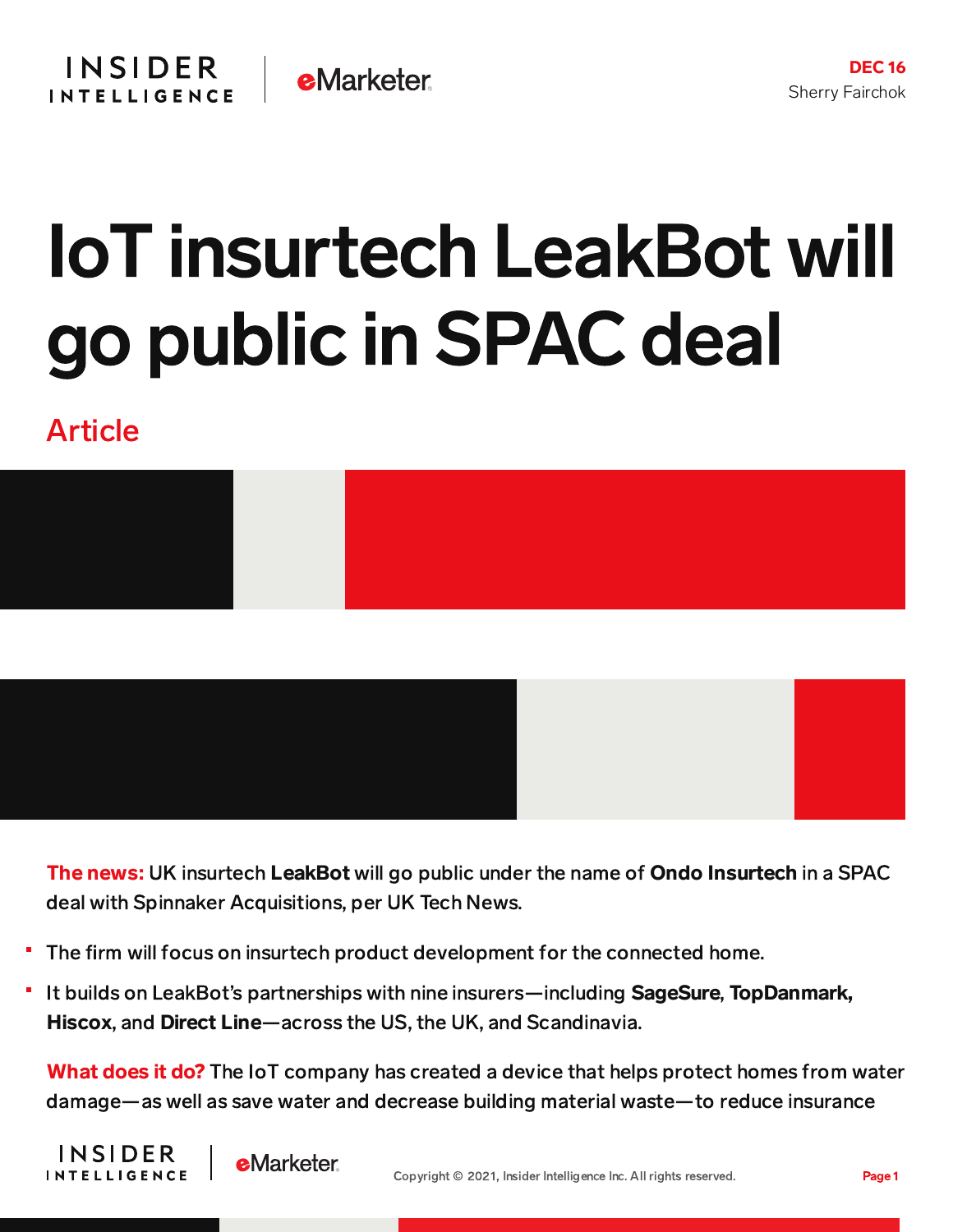DEC 16
Sherry Fairchok

# IoT insurtech LeakBot will go public in SPAC deal

Article

**The news:** UK insurtech **LeakBot** will go public under the name of **Ondo Insurtech** in a SPAC deal with Spinnaker Acquisitions, per UK Tech News.

- The firm will focus on insurtech product development for the connected home.
- It builds on LeakBot's partnerships with nine insurers—including **SageSure**, **TopDanmark,** **Hiscox**, and **Direct Line**—across the US, the UK, and Scandinavia.

**What does it do?** The IoT company has created a device that helps protect homes from water damage—as well as save water and decrease building material waste—to reduce insurance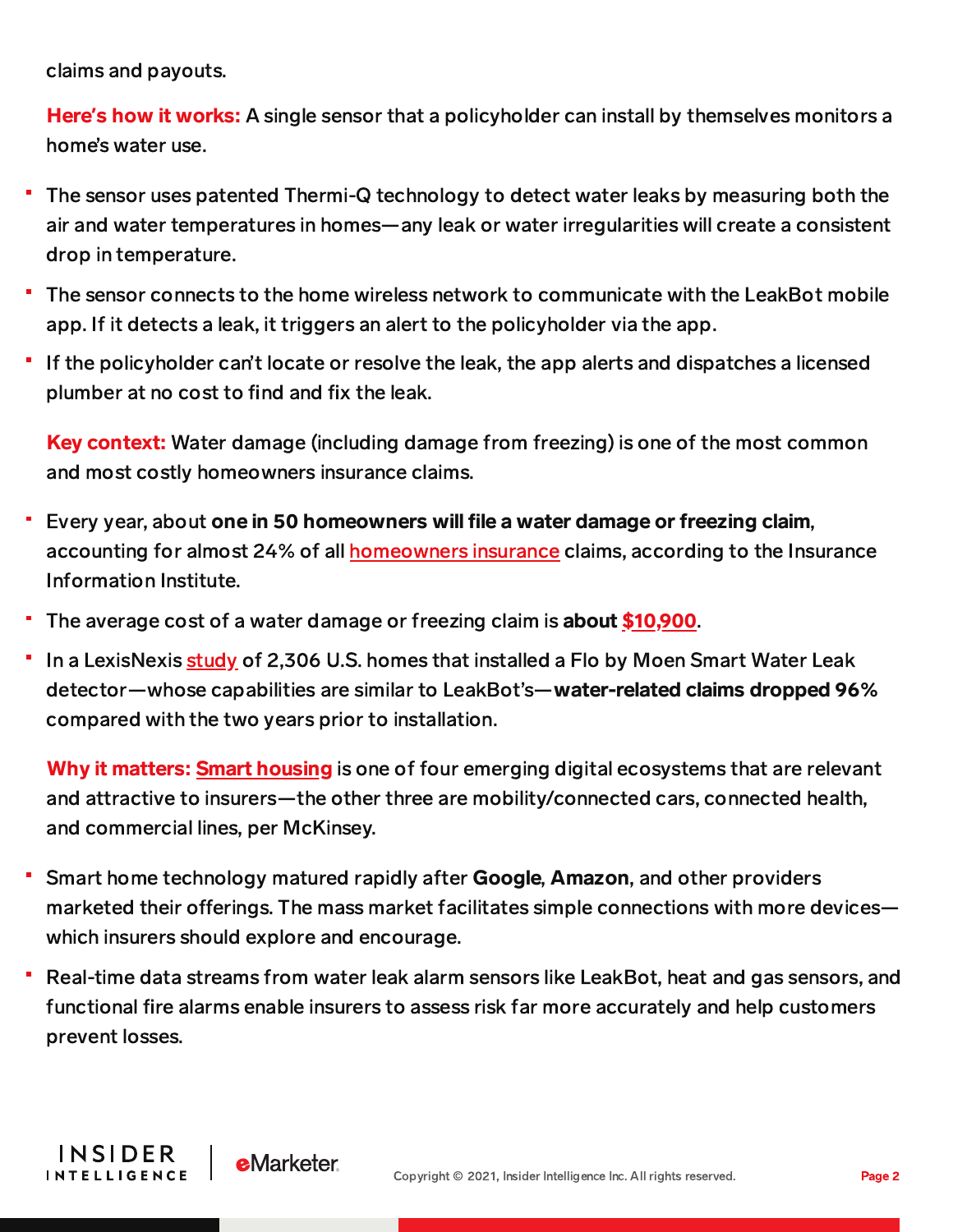claims and payouts.

**Here's how it works:** A single sensor that a policyholder can install by themselves monitors a home's water use.

- The sensor uses patented Thermi-Q technology to detect water leaks by measuring both the air and water temperatures in homes—any leak or water irregularities will create a consistent drop in temperature.
- The sensor connects to the home wireless network to communicate with the LeakBot mobile app. If it detects a leak, it triggers an alert to the policyholder via the app.
- If the policyholder can't locate or resolve the leak, the app alerts and dispatches a licensed plumber at no cost to find and fix the leak.

**Key context:** Water damage (including damage from freezing) is one of the most common and most costly homeowners insurance claims.

- Every year, about **one in 50 homeowners will file a water damage or freezing claim**, accounting for almost 24% of all homeowners insurance claims, according to the Insurance Information Institute.
- The average cost of a water damage or freezing claim is **about $10,900**.
- In a LexisNexis study of 2,306 U.S. homes that installed a Flo by Moen Smart Water Leak detector—whose capabilities are similar to LeakBot's—**water-related claims dropped 96%** compared with the two years prior to installation.

**Why it matters: Smart housing** is one of four emerging digital ecosystems that are relevant and attractive to insurers—the other three are mobility/connected cars, connected health, and commercial lines, per McKinsey.

- Smart home technology matured rapidly after **Google**, **Amazon**, and other providers marketed their offerings. The mass market facilitates simple connections with more devices—which insurers should explore and encourage.
- Real-time data streams from water leak alarm sensors like LeakBot, heat and gas sensors, and functional fire alarms enable insurers to assess risk far more accurately and help customers prevent losses.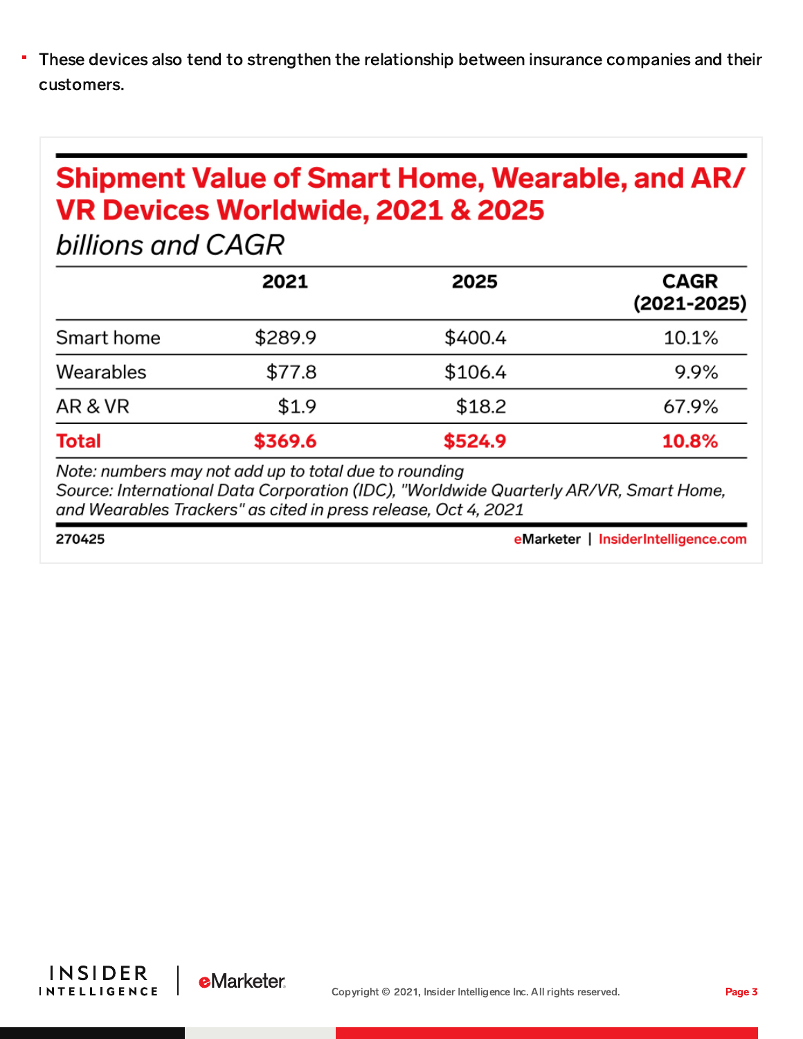- These devices also tend to strengthen the relationship between insurance companies and their customers.

## Shipment Value of Smart Home, Wearable, and AR/VR Devices Worldwide, 2021 & 2025

*billions and CAGR*

| | 2021 | 2025 | CAGR (2021-2025) |
|---|---|---|---|
| Smart home | $289.9 | $400.4 | 10.1% |
| Wearables | $77.8 | $106.4 | 9.9% |
| AR & VR | $1.9 | $18.2 | 67.9% |
| **Total** | **$369.6** | **$524.9** | **10.8%** |

*Note: numbers may not add up to total due to rounding*
*Source: International Data Corporation (IDC), "Worldwide Quarterly AR/VR, Smart Home, and Wearables Trackers" as cited in press release, Oct 4, 2021*

270425

eMarketer | InsiderIntelligence.com